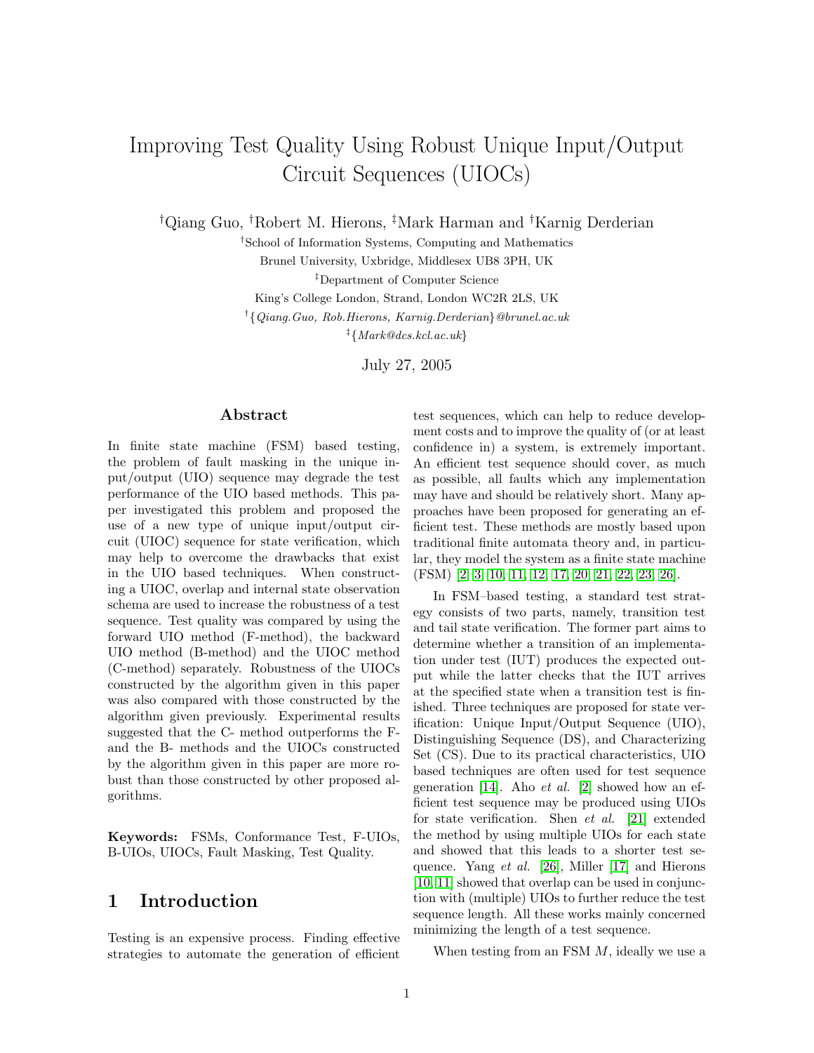# Improving Test Quality Using Robust Unique Input/Output Circuit Sequences (UIOCs)

†Qiang Guo, †Robert M. Hierons, ‡Mark Harman and †Karnig Derderian

†School of Information Systems, Computing and Mathematics
Brunel University, Uxbridge, Middlesex UB8 3PH, UK

‡Department of Computer Science
King's College London, Strand, London WC2R 2LS, UK

†{*Qiang.Guo, Rob.Hierons, Karnig.Derderian*}*@brunel.ac.uk*

‡{*Mark@dcs.kcl.ac.uk*}

July 27, 2005

## Abstract

In finite state machine (FSM) based testing, the problem of fault masking in the unique input/output (UIO) sequence may degrade the test performance of the UIO based methods. This paper investigated this problem and proposed the use of a new type of unique input/output circuit (UIOC) sequence for state verification, which may help to overcome the drawbacks that exist in the UIO based techniques. When constructing a UIOC, overlap and internal state observation schema are used to increase the robustness of a test sequence. Test quality was compared by using the forward UIO method (F-method), the backward UIO method (B-method) and the UIOC method (C-method) separately. Robustness of the UIOCs constructed by the algorithm given in this paper was also compared with those constructed by the algorithm given previously. Experimental results suggested that the C- method outperforms the F- and the B- methods and the UIOCs constructed by the algorithm given in this paper are more robust than those constructed by other proposed algorithms.

**Keywords:** FSMs, Conformance Test, F-UIOs, B-UIOs, UIOCs, Fault Masking, Test Quality.

## 1 Introduction

Testing is an expensive process. Finding effective strategies to automate the generation of efficient test sequences, which can help to reduce development costs and to improve the quality of (or at least confidence in) a system, is extremely important. An efficient test sequence should cover, as much as possible, all faults which any implementation may have and should be relatively short. Many approaches have been proposed for generating an efficient test. These methods are mostly based upon traditional finite automata theory and, in particular, they model the system as a finite state machine (FSM) [2, 3, 10, 11, 12, 17, 20, 21, 22, 23, 26].

In FSM–based testing, a standard test strategy consists of two parts, namely, transition test and tail state verification. The former part aims to determine whether a transition of an implementation under test (IUT) produces the expected output while the latter checks that the IUT arrives at the specified state when a transition test is finished. Three techniques are proposed for state verification: Unique Input/Output Sequence (UIO), Distinguishing Sequence (DS), and Characterizing Set (CS). Due to its practical characteristics, UIO based techniques are often used for test sequence generation [14]. Aho *et al.* [2] showed how an efficient test sequence may be produced using UIOs for state verification. Shen *et al.* [21] extended the method by using multiple UIOs for each state and showed that this leads to a shorter test sequence. Yang *et al.* [26], Miller [17] and Hierons [10, 11] showed that overlap can be used in conjunction with (multiple) UIOs to further reduce the test sequence length. All these works mainly concerned minimizing the length of a test sequence.

When testing from an FSM $M$, ideally we use a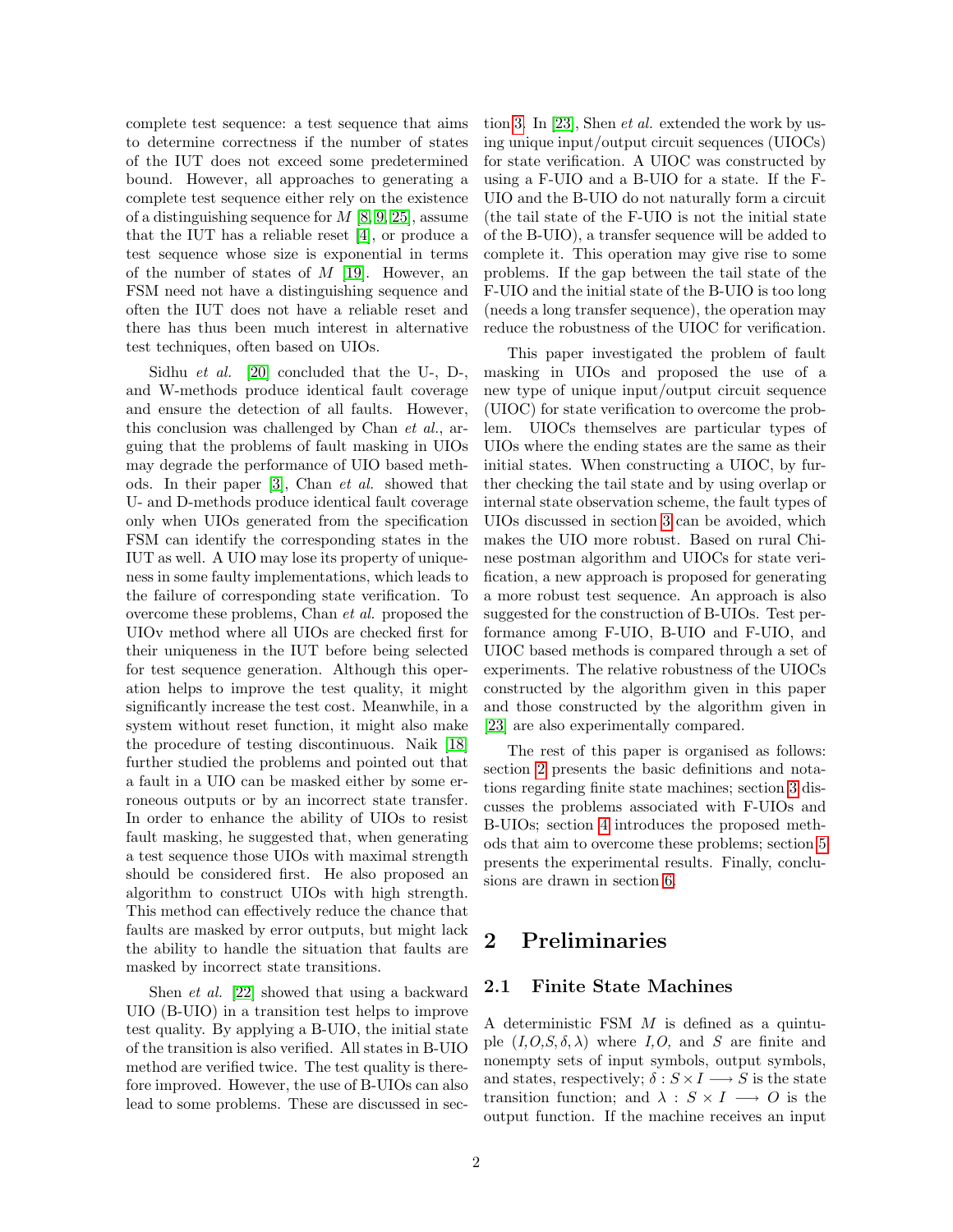complete test sequence: a test sequence that aims to determine correctness if the number of states of the IUT does not exceed some predetermined bound. However, all approaches to generating a complete test sequence either rely on the existence of a distinguishing sequence for $M$ [8, 9, 25], assume that the IUT has a reliable reset [4], or produce a test sequence whose size is exponential in terms of the number of states of $M$ [19]. However, an FSM need not have a distinguishing sequence and often the IUT does not have a reliable reset and there has thus been much interest in alternative test techniques, often based on UIOs.

Sidhu *et al.* [20] concluded that the U-, D-, and W-methods produce identical fault coverage and ensure the detection of all faults. However, this conclusion was challenged by Chan *et al.*, arguing that the problems of fault masking in UIOs may degrade the performance of UIO based methods. In their paper [3], Chan *et al.* showed that U- and D-methods produce identical fault coverage only when UIOs generated from the specification FSM can identify the corresponding states in the IUT as well. A UIO may lose its property of uniqueness in some faulty implementations, which leads to the failure of corresponding state verification. To overcome these problems, Chan *et al.* proposed the UIOv method where all UIOs are checked first for their uniqueness in the IUT before being selected for test sequence generation. Although this operation helps to improve the test quality, it might significantly increase the test cost. Meanwhile, in a system without reset function, it might also make the procedure of testing discontinuous. Naik [18] further studied the problems and pointed out that a fault in a UIO can be masked either by some erroneous outputs or by an incorrect state transfer. In order to enhance the ability of UIOs to resist fault masking, he suggested that, when generating a test sequence those UIOs with maximal strength should be considered first. He also proposed an algorithm to construct UIOs with high strength. This method can effectively reduce the chance that faults are masked by error outputs, but might lack the ability to handle the situation that faults are masked by incorrect state transitions.

Shen *et al.* [22] showed that using a backward UIO (B-UIO) in a transition test helps to improve test quality. By applying a B-UIO, the initial state of the transition is also verified. All states in B-UIO method are verified twice. The test quality is therefore improved. However, the use of B-UIOs can also lead to some problems. These are discussed in section 3. In [23], Shen *et al.* extended the work by using unique input/output circuit sequences (UIOCs) for state verification. A UIOC was constructed by using a F-UIO and a B-UIO for a state. If the F-UIO and the B-UIO do not naturally form a circuit (the tail state of the F-UIO is not the initial state of the B-UIO), a transfer sequence will be added to complete it. This operation may give rise to some problems. If the gap between the tail state of the F-UIO and the initial state of the B-UIO is too long (needs a long transfer sequence), the operation may reduce the robustness of the UIOC for verification.

This paper investigated the problem of fault masking in UIOs and proposed the use of a new type of unique input/output circuit sequence (UIOC) for state verification to overcome the problem. UIOCs themselves are particular types of UIOs where the ending states are the same as their initial states. When constructing a UIOC, by further checking the tail state and by using overlap or internal state observation scheme, the fault types of UIOs discussed in section 3 can be avoided, which makes the UIO more robust. Based on rural Chinese postman algorithm and UIOCs for state verification, a new approach is proposed for generating a more robust test sequence. An approach is also suggested for the construction of B-UIOs. Test performance among F-UIO, B-UIO and F-UIO, and UIOC based methods is compared through a set of experiments. The relative robustness of the UIOCs constructed by the algorithm given in this paper and those constructed by the algorithm given in [23] are also experimentally compared.

The rest of this paper is organised as follows: section 2 presents the basic definitions and notations regarding finite state machines; section 3 discusses the problems associated with F-UIOs and B-UIOs; section 4 introduces the proposed methods that aim to overcome these problems; section 5 presents the experimental results. Finally, conclusions are drawn in section 6.

# 2 Preliminaries

## 2.1 Finite State Machines

A deterministic FSM $M$ is defined as a quintuple $(I, O, S, \delta, \lambda)$ where $I, O,$ and $S$ are finite and nonempty sets of input symbols, output symbols, and states, respectively; $\delta : S \times I \longrightarrow S$ is the state transition function; and $\lambda : S \times I \longrightarrow O$ is the output function. If the machine receives an input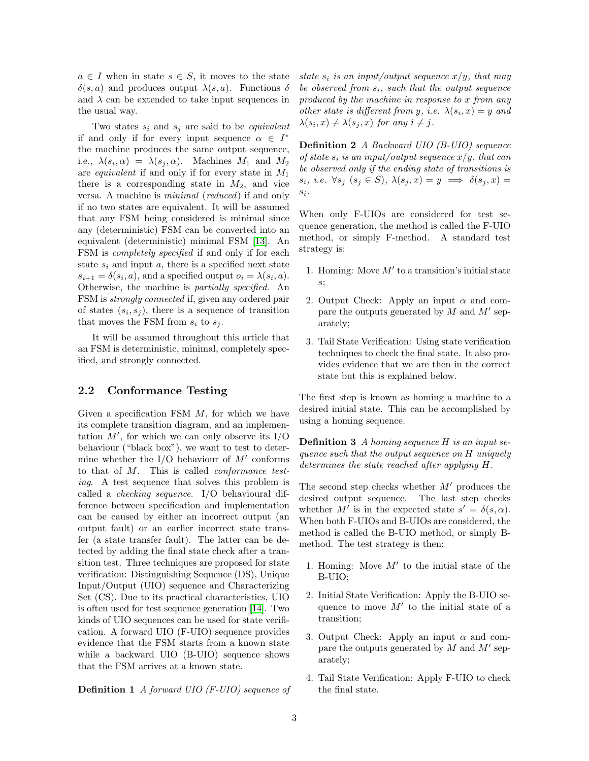$a \in I$ when in state $s \in S$, it moves to the state $\delta(s, a)$ and produces output $\lambda(s, a)$. Functions $\delta$ and $\lambda$ can be extended to take input sequences in the usual way.

Two states $s_i$ and $s_j$ are said to be *equivalent* if and only if for every input sequence $\alpha \in I^*$ the machine produces the same output sequence, i.e., $\lambda(s_i, \alpha) = \lambda(s_j, \alpha)$. Machines $M_1$ and $M_2$ are *equivalent* if and only if for every state in $M_1$ there is a corresponding state in $M_2$, and vice versa. A machine is *minimal* (*reduced*) if and only if no two states are equivalent. It will be assumed that any FSM being considered is minimal since any (deterministic) FSM can be converted into an equivalent (deterministic) minimal FSM [13]. An FSM is *completely specified* if and only if for each state $s_i$ and input $a$, there is a specified next state $s_{i+1} = \delta(s_i, a)$, and a specified output $o_i = \lambda(s_i, a)$. Otherwise, the machine is *partially specified*. An FSM is *strongly connected* if, given any ordered pair of states $(s_i, s_j)$, there is a sequence of transition that moves the FSM from $s_i$ to $s_j$.

It will be assumed throughout this article that an FSM is deterministic, minimal, completely specified, and strongly connected.

## 2.2 Conformance Testing

Given a specification FSM $M$, for which we have its complete transition diagram, and an implementation $M'$, for which we can only observe its I/O behaviour ("black box"), we want to test to determine whether the I/O behaviour of $M'$ conforms to that of $M$. This is called *conformance testing*. A test sequence that solves this problem is called a *checking sequence*. I/O behavioural difference between specification and implementation can be caused by either an incorrect output (an output fault) or an earlier incorrect state transfer (a state transfer fault). The latter can be detected by adding the final state check after a transition test. Three techniques are proposed for state verification: Distinguishing Sequence (DS), Unique Input/Output (UIO) sequence and Characterizing Set (CS). Due to its practical characteristics, UIO is often used for test sequence generation [14]. Two kinds of UIO sequences can be used for state verification. A forward UIO (F-UIO) sequence provides evidence that the FSM starts from a known state while a backward UIO (B-UIO) sequence shows that the FSM arrives at a known state.

**Definition 1** *A forward UIO (F-UIO) sequence of state $s_i$ is an input/output sequence $x/y$, that may be observed from $s_i$, such that the output sequence produced by the machine in response to $x$ from any other state is different from $y$, i.e. $\lambda(s_i, x) = y$ and $\lambda(s_i, x) \neq \lambda(s_j, x)$ for any $i \neq j$.*

**Definition 2** *A Backward UIO (B-UIO) sequence of state $s_i$ is an input/output sequence $x/y$, that can be observed only if the ending state of transitions is $s_i$, i.e. $\forall s_j \; (s_j \in S)$, $\lambda(s_j, x) = y \implies \delta(s_j, x) = s_i$.*

When only F-UIOs are considered for test sequence generation, the method is called the F-UIO method, or simply F-method. A standard test strategy is:

1. Homing: Move $M'$ to a transition's initial state $s$;
2. Output Check: Apply an input $\alpha$ and compare the outputs generated by $M$ and $M'$ separately;
3. Tail State Verification: Using state verification techniques to check the final state. It also provides evidence that we are then in the correct state but this is explained below.

The first step is known as homing a machine to a desired initial state. This can be accomplished by using a homing sequence.

**Definition 3** *A homing sequence $H$ is an input sequence such that the output sequence on $H$ uniquely determines the state reached after applying $H$.*

The second step checks whether $M'$ produces the desired output sequence. The last step checks whether $M'$ is in the expected state $s' = \delta(s, \alpha)$. When both F-UIOs and B-UIOs are considered, the method is called the B-UIO method, or simply B-method. The test strategy is then:

1. Homing: Move $M'$ to the initial state of the B-UIO;
2. Initial State Verification: Apply the B-UIO sequence to move $M'$ to the initial state of a transition;
3. Output Check: Apply an input $\alpha$ and compare the outputs generated by $M$ and $M'$ separately;
4. Tail State Verification: Apply F-UIO to check the final state.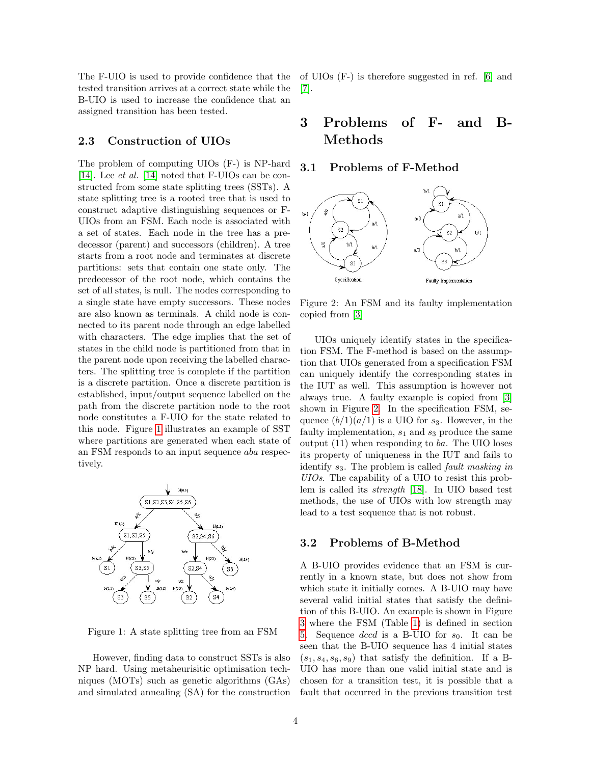The F-UIO is used to provide confidence that the tested transition arrives at a correct state while the B-UIO is used to increase the confidence that an assigned transition has been tested.

### 2.3 Construction of UIOs

The problem of computing UIOs (F-) is NP-hard [14]. Lee *et al.* [14] noted that F-UIOs can be constructed from some state splitting trees (SSTs). A state splitting tree is a rooted tree that is used to construct adaptive distinguishing sequences or F-UIOs from an FSM. Each node is associated with a set of states. Each node in the tree has a predecessor (parent) and successors (children). A tree starts from a root node and terminates at discrete partitions: sets that contain one state only. The predecessor of the root node, which contains the set of all states, is null. The nodes corresponding to a single state have empty successors. These nodes are also known as terminals. A child node is connected to its parent node through an edge labelled with characters. The edge implies that the set of states in the child node is partitioned from that in the parent node upon receiving the labelled characters. The splitting tree is complete if the partition is a discrete partition. Once a discrete partition is established, input/output sequence labelled on the path from the discrete partition node to the root node constitutes a F-UIO for the state related to this node. Figure 1 illustrates an example of SST where partitions are generated when each state of an FSM responds to an input sequence *aba* respectively.

Figure 1: A state splitting tree from an FSM

However, finding data to construct SSTs is also NP hard. Using metaheurisitic optimisation techniques (MOTs) such as genetic algorithms (GAs) and simulated annealing (SA) for the construction of UIOs (F-) is therefore suggested in ref. [6] and [7].

## 3 Problems of F- and B-Methods

### 3.1 Problems of F-Method

Figure 2: An FSM and its faulty implementation copied from [3]

UIOs uniquely identify states in the specification FSM. The F-method is based on the assumption that UIOs generated from a specification FSM can uniquely identify the corresponding states in the IUT as well. This assumption is however not always true. A faulty example is copied from [3] shown in Figure 2. In the specification FSM, sequence $(b/1)(a/1)$ is a UIO for $s_3$. However, in the faulty implementation, $s_1$ and $s_3$ produce the same output (11) when responding to $ba$. The UIO loses its property of uniqueness in the IUT and fails to identify $s_3$. The problem is called *fault masking in UIOs*. The capability of a UIO to resist this problem is called its *strength* [18]. In UIO based test methods, the use of UIOs with low strength may lead to a test sequence that is not robust.

### 3.2 Problems of B-Method

A B-UIO provides evidence that an FSM is currently in a known state, but does not show from which state it initially comes. A B-UIO may have several valid initial states that satisfy the definition of this B-UIO. An example is shown in Figure 3 where the FSM (Table 1) is defined in section 5. Sequence *dccd* is a B-UIO for $s_0$. It can be seen that the B-UIO sequence has 4 initial states $(s_1, s_4, s_6, s_9)$ that satisfy the definition. If a B-UIO has more than one valid initial state and is chosen for a transition test, it is possible that a fault that occurred in the previous transition test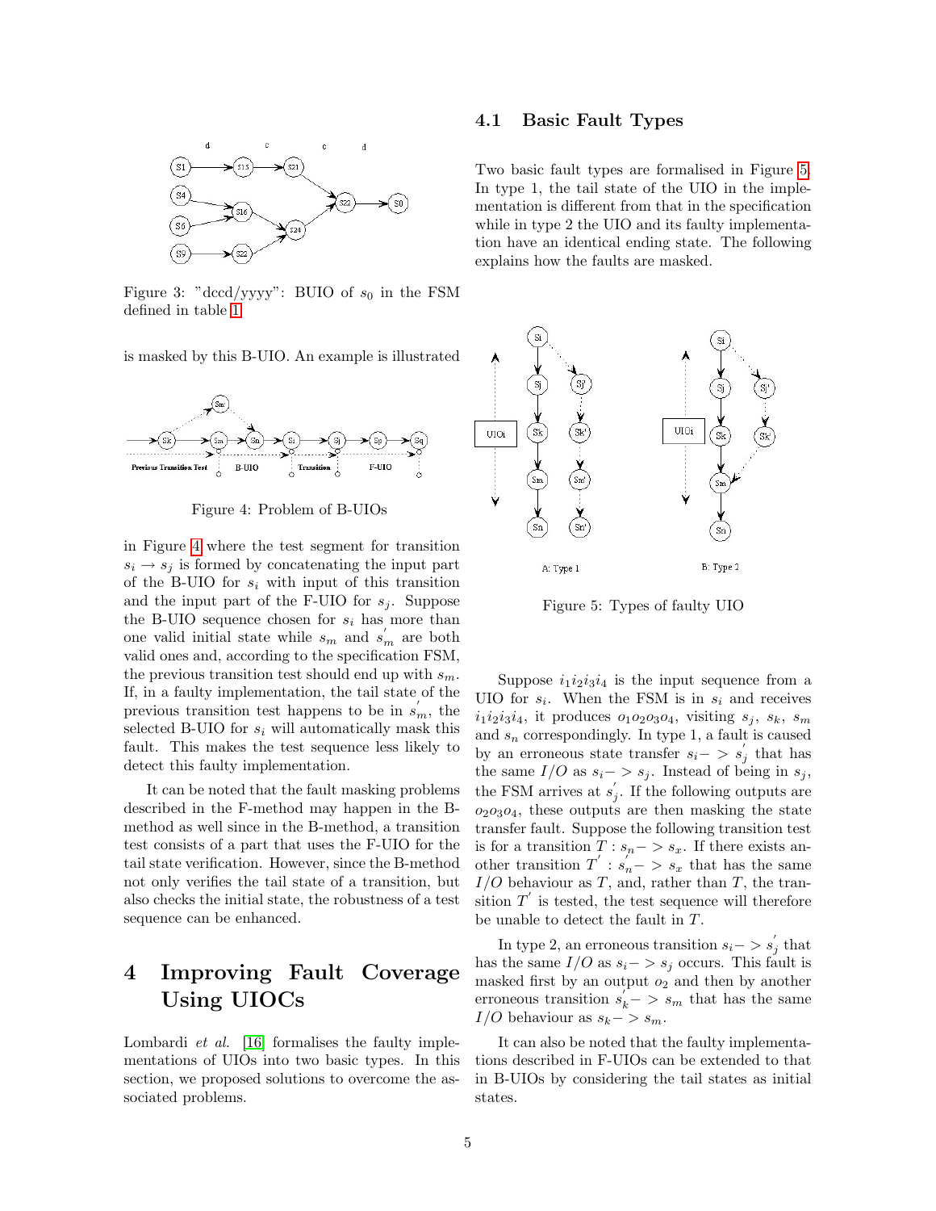Figure 3: "dccd/yyyy": BUIO of $s_0$ in the FSM defined in table 1

is masked by this B-UIO. An example is illustrated in Figure 4 where the test segment for transition $s_i \rightarrow s_j$ is formed by concatenating the input part of the B-UIO for $s_i$ with input of this transition and the input part of the F-UIO for $s_j$. Suppose the B-UIO sequence chosen for $s_i$ has more than one valid initial state while $s_m$ and $s_m^{'}$ are both valid ones and, according to the specification FSM, the previous transition test should end up with $s_m$. If, in a faulty implementation, the tail state of the previous transition test happens to be in $s_m^{'}$, the selected B-UIO for $s_i$ will automatically mask this fault. This makes the test sequence less likely to detect this faulty implementation.

Figure 4: Problem of B-UIOs

It can be noted that the fault masking problems described in the F-method may happen in the B-method as well since in the B-method, a transition test consists of a part that uses the F-UIO for the tail state verification. However, since the B-method not only verifies the tail state of a transition, but also checks the initial state, the robustness of a test sequence can be enhanced.

# 4 Improving Fault Coverage Using UIOCs

Lombardi *et al.* [16] formalises the faulty implementations of UIOs into two basic types. In this section, we proposed solutions to overcome the associated problems.

## 4.1 Basic Fault Types

Two basic fault types are formalised in Figure 5. In type 1, the tail state of the UIO in the implementation is different from that in the specification while in type 2 the UIO and its faulty implementation have an identical ending state. The following explains how the faults are masked.

Figure 5: Types of faulty UIO

Suppose $i_1i_2i_3i_4$ is the input sequence from a UIO for $s_i$. When the FSM is in $s_i$ and receives $i_1i_2i_3i_4$, it produces $o_1o_2o_3o_4$, visiting $s_j$, $s_k$, $s_m$ and $s_n$ correspondingly. In type 1, a fault is caused by an erroneous state transfer $s_i -> s_j^{'}$ that has the same $I/O$ as $s_i -> s_j$. Instead of being in $s_j$, the FSM arrives at $s_j^{'}$. If the following outputs are $o_2o_3o_4$, these outputs are then masking the state transfer fault. Suppose the following transition test is for a transition $T : s_n -> s_x$. If there exists another transition $T^{'} : s_n^{'} -> s_x$ that has the same $I/O$ behaviour as $T$, and, rather than $T$, the transition $T^{'}$ is tested, the test sequence will therefore be unable to detect the fault in $T$.

In type 2, an erroneous transition $s_i -> s_j^{'}$ that has the same $I/O$ as $s_i -> s_j$ occurs. This fault is masked first by an output $o_2$ and then by another erroneous transition $s_k^{'} -> s_m$ that has the same $I/O$ behaviour as $s_k -> s_m$.

It can also be noted that the faulty implementations described in F-UIOs can be extended to that in B-UIOs by considering the tail states as initial states.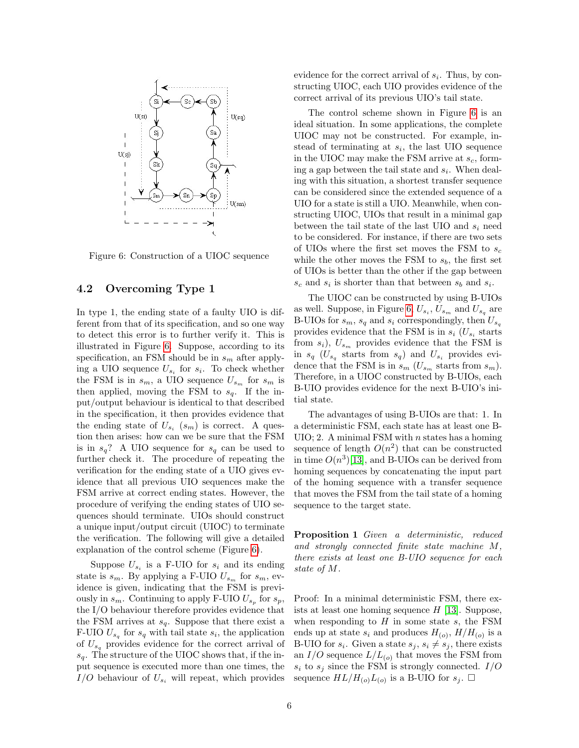Figure 6: Construction of a UIOC sequence

### 4.2 Overcoming Type 1

In type 1, the ending state of a faulty UIO is different from that of its specification, and so one way to detect this error is to further verify it. This is illustrated in Figure 6. Suppose, according to its specification, an FSM should be in $s_m$ after applying a UIO sequence $U_{s_i}$ for $s_i$. To check whether the FSM is in $s_m$, a UIO sequence $U_{s_m}$ for $s_m$ is then applied, moving the FSM to $s_q$. If the input/output behaviour is identical to that described in the specification, it then provides evidence that the ending state of $U_{s_i}$ ($s_m$) is correct. A question then arises: how can we be sure that the FSM is in $s_q$? A UIO sequence for $s_q$ can be used to further check it. The procedure of repeating the verification for the ending state of a UIO gives evidence that all previous UIO sequences make the FSM arrive at correct ending states. However, the procedure of verifying the ending states of UIO sequences should terminate. UIOs should construct a unique input/output circuit (UIOC) to terminate the verification. The following will give a detailed explanation of the control scheme (Figure 6).

Suppose $U_{s_i}$ is a F-UIO for $s_i$ and its ending state is $s_m$. By applying a F-UIO $U_{s_m}$ for $s_m$, evidence is given, indicating that the FSM is previously in $s_m$. Continuing to apply F-UIO $U_{s_p}$ for $s_p$, the I/O behaviour therefore provides evidence that the FSM arrives at $s_q$. Suppose that there exist a F-UIO $U_{s_q}$ for $s_q$ with tail state $s_i$, the application of $U_{s_q}$ provides evidence for the correct arrival of $s_q$. The structure of the UIOC shows that, if the input sequence is executed more than one times, the $I/O$ behaviour of $U_{s_i}$ will repeat, which provides evidence for the correct arrival of $s_i$. Thus, by constructing UIOC, each UIO provides evidence of the correct arrival of its previous UIO's tail state.

The control scheme shown in Figure 6 is an ideal situation. In some applications, the complete UIOC may not be constructed. For example, instead of terminating at $s_i$, the last UIO sequence in the UIOC may make the FSM arrive at $s_c$, forming a gap between the tail state and $s_i$. When dealing with this situation, a shortest transfer sequence can be considered since the extended sequence of a UIO for a state is still a UIO. Meanwhile, when constructing UIOC, UIOs that result in a minimal gap between the tail state of the last UIO and $s_i$ need to be considered. For instance, if there are two sets of UIOs where the first set moves the FSM to $s_c$ while the other moves the FSM to $s_b$, the first set of UIOs is better than the other if the gap between $s_c$ and $s_i$ is shorter than that between $s_b$ and $s_i$.

The UIOC can be constructed by using B-UIOs as well. Suppose, in Figure 6, $U_{s_i}$, $U_{s_m}$ and $U_{s_q}$ are B-UIOs for $s_m$, $s_q$ and $s_i$ correspondingly, then $U_{s_q}$ provides evidence that the FSM is in $s_i$ ($U_{s_i}$ starts from $s_i$), $U_{s_m}$ provides evidence that the FSM is in $s_q$ ($U_{s_q}$ starts from $s_q$) and $U_{s_i}$ provides evidence that the FSM is in $s_m$ ($U_{s_m}$ starts from $s_m$). Therefore, in a UIOC constructed by B-UIOs, each B-UIO provides evidence for the next B-UIO's initial state.

The advantages of using B-UIOs are that: 1. In a deterministic FSM, each state has at least one B-UIO; 2. A minimal FSM with $n$ states has a homing sequence of length $O(n^2)$ that can be constructed in time $O(n^3)$ [13], and B-UIOs can be derived from homing sequences by concatenating the input part of the homing sequence with a transfer sequence that moves the FSM from the tail state of a homing sequence to the target state.

**Proposition 1** *Given a deterministic, reduced and strongly connected finite state machine $M$, there exists at least one B-UIO sequence for each state of $M$.*

Proof: In a minimal deterministic FSM, there exists at least one homing sequence $H$ [13]. Suppose, when responding to $H$ in some state $s$, the FSM ends up at state $s_i$ and produces $H_{(o)}$, $H/H_{(o)}$ is a B-UIO for $s_i$. Given a state $s_j$, $s_i \neq s_j$, there exists an $I/O$ sequence $L/L_{(o)}$ that moves the FSM from $s_i$ to $s_j$ since the FSM is strongly connected. $I/O$ sequence $HL/H_{(o)}L_{(o)}$ is a B-UIO for $s_j$. □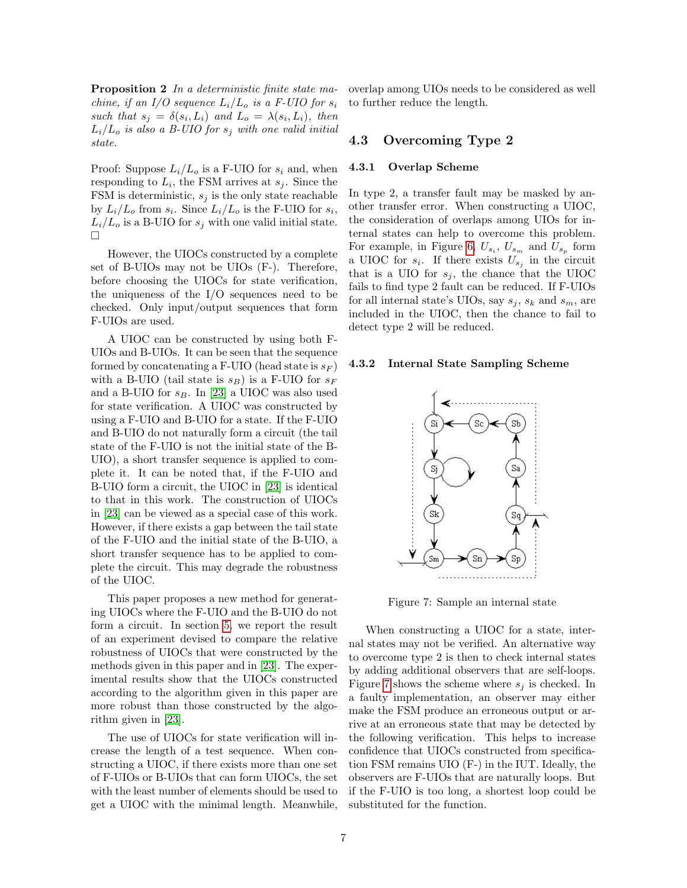**Proposition 2** *In a deterministic finite state machine, if an I/O sequence $L_i/L_o$ is a F-UIO for $s_i$ such that $s_j = \delta(s_i, L_i)$ and $L_o = \lambda(s_i, L_i)$, then $L_i/L_o$ is also a B-UIO for $s_j$ with one valid initial state.*

Proof: Suppose $L_i/L_o$ is a F-UIO for $s_i$ and, when responding to $L_i$, the FSM arrives at $s_j$. Since the FSM is deterministic, $s_j$ is the only state reachable by $L_i/L_o$ from $s_i$. Since $L_i/L_o$ is the F-UIO for $s_i$, $L_i/L_o$ is a B-UIO for $s_j$ with one valid initial state. □

However, the UIOCs constructed by a complete set of B-UIOs may not be UIOs (F-). Therefore, before choosing the UIOCs for state verification, the uniqueness of the I/O sequences need to be checked. Only input/output sequences that form F-UIOs are used.

A UIOC can be constructed by using both F-UIOs and B-UIOs. It can be seen that the sequence formed by concatenating a F-UIO (head state is $s_F$) with a B-UIO (tail state is $s_B$) is a F-UIO for $s_F$ and a B-UIO for $s_B$. In [23] a UIOC was also used for state verification. A UIOC was constructed by using a F-UIO and B-UIO for a state. If the F-UIO and B-UIO do not naturally form a circuit (the tail state of the F-UIO is not the initial state of the B-UIO), a short transfer sequence is applied to complete it. It can be noted that, if the F-UIO and B-UIO form a circuit, the UIOC in [23] is identical to that in this work. The construction of UIOCs in [23] can be viewed as a special case of this work. However, if there exists a gap between the tail state of the F-UIO and the initial state of the B-UIO, a short transfer sequence has to be applied to complete the circuit. This may degrade the robustness of the UIOC.

This paper proposes a new method for generating UIOCs where the F-UIO and the B-UIO do not form a circuit. In section 5, we report the result of an experiment devised to compare the relative robustness of UIOCs that were constructed by the methods given in this paper and in [23]. The experimental results show that the UIOCs constructed according to the algorithm given in this paper are more robust than those constructed by the algorithm given in [23].

The use of UIOCs for state verification will increase the length of a test sequence. When constructing a UIOC, if there exists more than one set of F-UIOs or B-UIOs that can form UIOCs, the set with the least number of elements should be used to get a UIOC with the minimal length. Meanwhile, overlap among UIOs needs to be considered as well to further reduce the length.

## 4.3 Overcoming Type 2

### 4.3.1 Overlap Scheme

In type 2, a transfer fault may be masked by another transfer error. When constructing a UIOC, the consideration of overlaps among UIOs for internal states can help to overcome this problem. For example, in Figure 6, $U_{s_i}$, $U_{s_m}$ and $U_{s_p}$ form a UIOC for $s_i$. If there exists $U_{s_j}$ in the circuit that is a UIO for $s_j$, the chance that the UIOC fails to find type 2 fault can be reduced. If F-UIOs for all internal state's UIOs, say $s_j$, $s_k$ and $s_m$, are included in the UIOC, then the chance to fail to detect type 2 will be reduced.

### 4.3.2 Internal State Sampling Scheme

Figure 7: Sample an internal state

When constructing a UIOC for a state, internal states may not be verified. An alternative way to overcome type 2 is then to check internal states by adding additional observers that are self-loops. Figure 7 shows the scheme where $s_j$ is checked. In a faulty implementation, an observer may either make the FSM produce an erroneous output or arrive at an erroneous state that may be detected by the following verification. This helps to increase confidence that UIOCs constructed from specification FSM remains UIO (F-) in the IUT. Ideally, the observers are F-UIOs that are naturally loops. But if the F-UIO is too long, a shortest loop could be substituted for the function.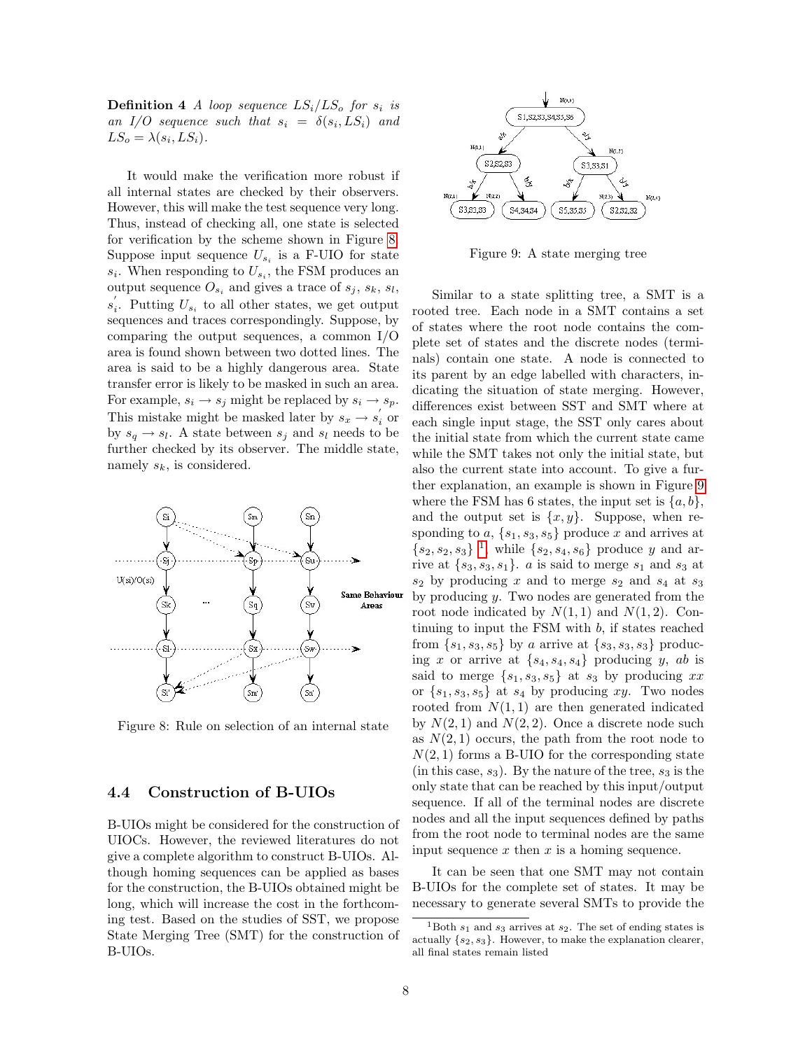**Definition 4** *A loop sequence $LS_i/LS_o$ for $s_i$ is an I/O sequence such that $s_i = \delta(s_i, LS_i)$ and $LS_o = \lambda(s_i, LS_i)$.*

It would make the verification more robust if all internal states are checked by their observers. However, this will make the test sequence very long. Thus, instead of checking all, one state is selected for verification by the scheme shown in Figure 8. Suppose input sequence $U_{s_i}$ is a F-UIO for state $s_i$. When responding to $U_{s_i}$, the FSM produces an output sequence $O_{s_i}$ and gives a trace of $s_j$, $s_k$, $s_l$, $s_i^{'}$. Putting $U_{s_i}$ to all other states, we get output sequences and traces correspondingly. Suppose, by comparing the output sequences, a common I/O area is found shown between two dotted lines. The area is said to be a highly dangerous area. State transfer error is likely to be masked in such an area. For example, $s_i \rightarrow s_j$ might be replaced by $s_i \rightarrow s_p$. This mistake might be masked later by $s_x \rightarrow s_i^{'}$ or by $s_q \rightarrow s_l$. A state between $s_j$ and $s_l$ needs to be further checked by its observer. The middle state, namely $s_k$, is considered.

Figure 8: Rule on selection of an internal state

## 4.4 Construction of B-UIOs

B-UIOs might be considered for the construction of UIOCs. However, the reviewed literatures do not give a complete algorithm to construct B-UIOs. Although homing sequences can be applied as bases for the construction, the B-UIOs obtained might be long, which will increase the cost in the forthcoming test. Based on the studies of SST, we propose State Merging Tree (SMT) for the construction of B-UIOs.

Figure 9: A state merging tree

Similar to a state splitting tree, a SMT is a rooted tree. Each node in a SMT contains a set of states where the root node contains the complete set of states and the discrete nodes (terminals) contain one state. A node is connected to its parent by an edge labelled with characters, indicating the situation of state merging. However, differences exist between SST and SMT where at each single input stage, the SST only cares about the initial state from which the current state came while the SMT takes not only the initial state, but also the current state into account. To give a further explanation, an example is shown in Figure 9 where the FSM has 6 states, the input set is $\{a, b\}$, and the output set is $\{x, y\}$. Suppose, when responding to $a$, $\{s_1, s_3, s_5\}$ produce $x$ and arrives at $\{s_2, s_2, s_3\}$ [1], while $\{s_2, s_4, s_6\}$ produce $y$ and arrive at $\{s_3, s_3, s_1\}$. $a$ is said to merge $s_1$ and $s_3$ at $s_2$ by producing $x$ and to merge $s_2$ and $s_4$ at $s_3$ by producing $y$. Two nodes are generated from the root node indicated by $N(1,1)$ and $N(1,2)$. Continuing to input the FSM with $b$, if states reached from $\{s_1, s_3, s_5\}$ by $a$ arrive at $\{s_3, s_3, s_3\}$ producing $x$ or arrive at $\{s_4, s_4, s_4\}$ producing $y$, $ab$ is said to merge $\{s_1, s_3, s_5\}$ at $s_3$ by producing $xx$ or $\{s_1, s_3, s_5\}$ at $s_4$ by producing $xy$. Two nodes rooted from $N(1,1)$ are then generated indicated by $N(2,1)$ and $N(2,2)$. Once a discrete node such as $N(2,1)$ occurs, the path from the root node to $N(2,1)$ forms a B-UIO for the corresponding state (in this case, $s_3$). By the nature of the tree, $s_3$ is the only state that can be reached by this input/output sequence. If all of the terminal nodes are discrete nodes and all the input sequences defined by paths from the root node to terminal nodes are the same input sequence $x$ then $x$ is a homing sequence.

It can be seen that one SMT may not contain B-UIOs for the complete set of states. It may be necessary to generate several SMTs to provide the

[1] Both $s_1$ and $s_3$ arrives at $s_2$. The set of ending states is actually $\{s_2, s_3\}$. However, to make the explanation clearer, all final states remain listed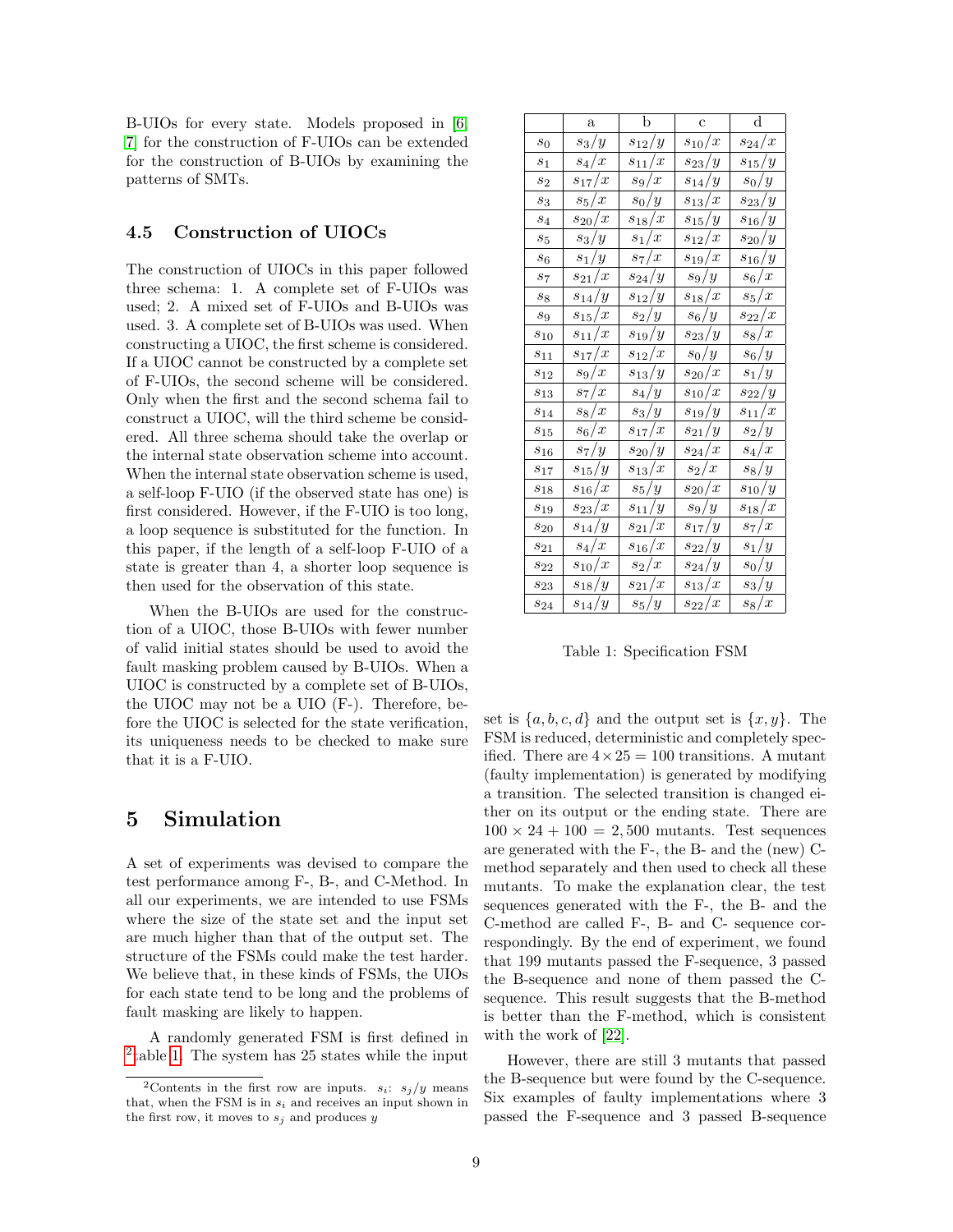B-UIOs for every state. Models proposed in [6, 7] for the construction of F-UIOs can be extended for the construction of B-UIOs by examining the patterns of SMTs.

### 4.5 Construction of UIOCs

The construction of UIOCs in this paper followed three schema: 1. A complete set of F-UIOs was used; 2. A mixed set of F-UIOs and B-UIOs was used. 3. A complete set of B-UIOs was used. When constructing a UIOC, the first scheme is considered. If a UIOC cannot be constructed by a complete set of F-UIOs, the second scheme will be considered. Only when the first and the second schema fail to construct a UIOC, will the third scheme be considered. All three schema should take the overlap or the internal state observation scheme into account. When the internal state observation scheme is used, a self-loop F-UIO (if the observed state has one) is first considered. However, if the F-UIO is too long, a loop sequence is substituted for the function. In this paper, if the length of a self-loop F-UIO of a state is greater than 4, a shorter loop sequence is then used for the observation of this state.

When the B-UIOs are used for the construction of a UIOC, those B-UIOs with fewer number of valid initial states should be used to avoid the fault masking problem caused by B-UIOs. When a UIOC is constructed by a complete set of B-UIOs, the UIOC may not be a UIO (F-). Therefore, before the UIOC is selected for the state verification, its uniqueness needs to be checked to make sure that it is a F-UIO.

## 5 Simulation

A set of experiments was devised to compare the test performance among F-, B-, and C-Method. In all our experiments, we are intended to use FSMs where the size of the state set and the input set are much higher than that of the output set. The structure of the FSMs could make the test harder. We believe that, in these kinds of FSMs, the UIOs for each state tend to be long and the problems of fault masking are likely to happen.

A randomly generated FSM is first defined in [2]table 1. The system has 25 states while the input set is $\{a, b, c, d\}$ and the output set is $\{x, y\}$. The FSM is reduced, deterministic and completely specified. There are $4 \times 25 = 100$ transitions. A mutant (faulty implementation) is generated by modifying a transition. The selected transition is changed either on its output or the ending state. There are $100 \times 24 + 100 = 2,500$ mutants. Test sequences are generated with the F-, the B- and the (new) C-method separately and then used to check all these mutants. To make the explanation clear, the test sequences generated with the F-, the B- and the C-method are called F-, B- and C- sequence correspondingly. By the end of experiment, we found that 199 mutants passed the F-sequence, 3 passed the B-sequence and none of them passed the C-sequence. This result suggests that the B-method is better than the F-method, which is consistent with the work of [22].

However, there are still 3 mutants that passed the B-sequence but were found by the C-sequence. Six examples of faulty implementations where 3 passed the F-sequence and 3 passed B-sequence

|  | a | b | c | d |
|---|---|---|---|---|
| $s_0$ | $s_3/y$ | $s_{12}/y$ | $s_{10}/x$ | $s_{24}/x$ |
| $s_1$ | $s_4/x$ | $s_{11}/x$ | $s_{23}/y$ | $s_{15}/y$ |
| $s_2$ | $s_{17}/x$ | $s_9/x$ | $s_{14}/y$ | $s_0/y$ |
| $s_3$ | $s_5/x$ | $s_0/y$ | $s_{13}/x$ | $s_{23}/y$ |
| $s_4$ | $s_{20}/x$ | $s_{18}/x$ | $s_{15}/y$ | $s_{16}/y$ |
| $s_5$ | $s_3/y$ | $s_1/x$ | $s_{12}/x$ | $s_{20}/y$ |
| $s_6$ | $s_1/y$ | $s_7/x$ | $s_{19}/x$ | $s_{16}/y$ |
| $s_7$ | $s_{21}/x$ | $s_{24}/y$ | $s_9/y$ | $s_6/x$ |
| $s_8$ | $s_{14}/y$ | $s_{12}/y$ | $s_{18}/x$ | $s_5/x$ |
| $s_9$ | $s_{15}/x$ | $s_2/y$ | $s_6/y$ | $s_{22}/x$ |
| $s_{10}$ | $s_{11}/x$ | $s_{19}/y$ | $s_{23}/y$ | $s_8/x$ |
| $s_{11}$ | $s_{17}/x$ | $s_{12}/x$ | $s_0/y$ | $s_6/y$ |
| $s_{12}$ | $s_9/x$ | $s_{13}/y$ | $s_{20}/x$ | $s_1/y$ |
| $s_{13}$ | $s_7/x$ | $s_4/y$ | $s_{10}/x$ | $s_{22}/y$ |
| $s_{14}$ | $s_8/x$ | $s_3/y$ | $s_{19}/y$ | $s_{11}/x$ |
| $s_{15}$ | $s_6/x$ | $s_{17}/x$ | $s_{21}/y$ | $s_2/y$ |
| $s_{16}$ | $s_7/y$ | $s_{20}/y$ | $s_{24}/x$ | $s_4/x$ |
| $s_{17}$ | $s_{15}/y$ | $s_{13}/x$ | $s_2/x$ | $s_8/y$ |
| $s_{18}$ | $s_{16}/x$ | $s_5/y$ | $s_{20}/x$ | $s_{10}/y$ |
| $s_{19}$ | $s_{23}/x$ | $s_{11}/y$ | $s_9/y$ | $s_{18}/x$ |
| $s_{20}$ | $s_{14}/y$ | $s_{21}/x$ | $s_{17}/y$ | $s_7/x$ |
| $s_{21}$ | $s_4/x$ | $s_{16}/x$ | $s_{22}/y$ | $s_1/y$ |
| $s_{22}$ | $s_{10}/x$ | $s_2/x$ | $s_{24}/y$ | $s_0/y$ |
| $s_{23}$ | $s_{18}/y$ | $s_{21}/x$ | $s_{13}/x$ | $s_3/y$ |
| $s_{24}$ | $s_{14}/y$ | $s_5/y$ | $s_{22}/x$ | $s_8/x$ |

Table 1: Specification FSM

[2] Contents in the first row are inputs. $s_i$: $s_j/y$ means that, when the FSM is in $s_i$ and receives an input shown in the first row, it moves to $s_j$ and produces $y$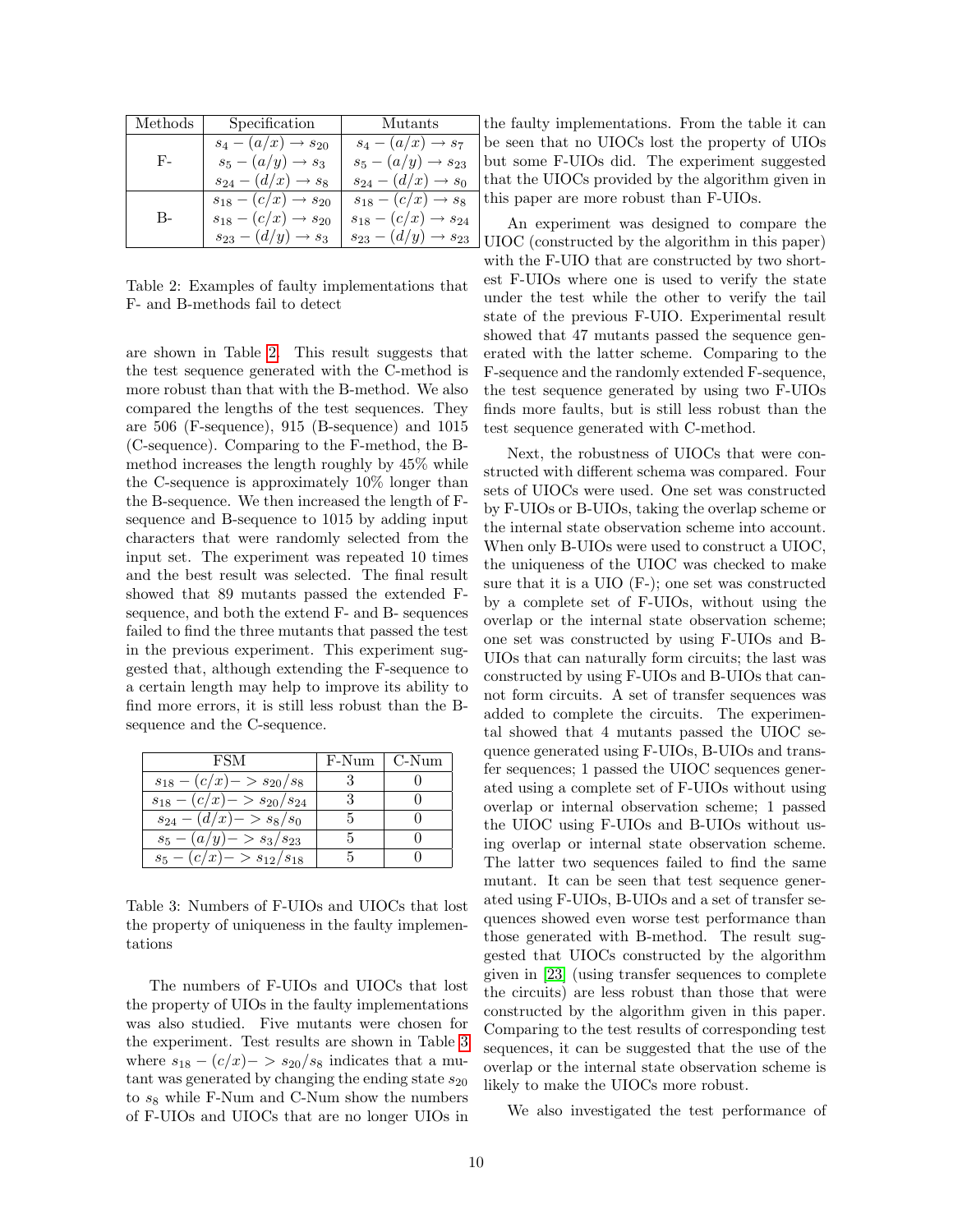| Methods | Specification | Mutants |
|---|---|---|
| F- | $s_4 - (a/x) \rightarrow s_{20}$ | $s_4 - (a/x) \rightarrow s_7$ |
| | $s_5 - (a/y) \rightarrow s_3$ | $s_5 - (a/y) \rightarrow s_{23}$ |
| | $s_{24} - (d/x) \rightarrow s_8$ | $s_{24} - (d/x) \rightarrow s_0$ |
| B- | $s_{18} - (c/x) \rightarrow s_{20}$ | $s_{18} - (c/x) \rightarrow s_8$ |
| | $s_{18} - (c/x) \rightarrow s_{20}$ | $s_{18} - (c/x) \rightarrow s_{24}$ |
| | $s_{23} - (d/y) \rightarrow s_3$ | $s_{23} - (d/y) \rightarrow s_{23}$ |

Table 2: Examples of faulty implementations that F- and B-methods fail to detect

are shown in Table 2. This result suggests that the test sequence generated with the C-method is more robust than that with the B-method. We also compared the lengths of the test sequences. They are 506 (F-sequence), 915 (B-sequence) and 1015 (C-sequence). Comparing to the F-method, the B-method increases the length roughly by 45% while the C-sequence is approximately 10% longer than the B-sequence. We then increased the length of F-sequence and B-sequence to 1015 by adding input characters that were randomly selected from the input set. The experiment was repeated 10 times and the best result was selected. The final result showed that 89 mutants passed the extended F-sequence, and both the extend F- and B- sequences failed to find the three mutants that passed the test in the previous experiment. This experiment suggested that, although extending the F-sequence to a certain length may help to improve its ability to find more errors, it is still less robust than the B-sequence and the C-sequence.

| FSM | F-Num | C-Num |
|---|---|---|
| $s_{18} - (c/x) -> s_{20}/s_8$ | 3 | 0 |
| $s_{18} - (c/x) -> s_{20}/s_{24}$ | 3 | 0 |
| $s_{24} - (d/x) -> s_8/s_0$ | 5 | 0 |
| $s_5 - (a/y) -> s_3/s_{23}$ | 5 | 0 |
| $s_5 - (c/x) -> s_{12}/s_{18}$ | 5 | 0 |

Table 3: Numbers of F-UIOs and UIOCs that lost the property of uniqueness in the faulty implementations

The numbers of F-UIOs and UIOCs that lost the property of UIOs in the faulty implementations was also studied. Five mutants were chosen for the experiment. Test results are shown in Table 3 where $s_{18} - (c/x) - > s_{20}/s_8$ indicates that a mutant was generated by changing the ending state $s_{20}$ to $s_8$ while F-Num and C-Num show the numbers of F-UIOs and UIOCs that are no longer UIOs in the faulty implementations. From the table it can be seen that no UIOCs lost the property of UIOs but some F-UIOs did. The experiment suggested that the UIOCs provided by the algorithm given in this paper are more robust than F-UIOs.

An experiment was designed to compare the UIOC (constructed by the algorithm in this paper) with the F-UIO that are constructed by two shortest F-UIOs where one is used to verify the state under the test while the other to verify the tail state of the previous F-UIO. Experimental result showed that 47 mutants passed the sequence generated with the latter scheme. Comparing to the F-sequence and the randomly extended F-sequence, the test sequence generated by using two F-UIOs finds more faults, but is still less robust than the test sequence generated with C-method.

Next, the robustness of UIOCs that were constructed with different schema was compared. Four sets of UIOCs were used. One set was constructed by F-UIOs or B-UIOs, taking the overlap scheme or the internal state observation scheme into account. When only B-UIOs were used to construct a UIOC, the uniqueness of the UIOC was checked to make sure that it is a UIO (F-); one set was constructed by a complete set of F-UIOs, without using the overlap or the internal state observation scheme; one set was constructed by using F-UIOs and B-UIOs that can naturally form circuits; the last was constructed by using F-UIOs and B-UIOs that cannot form circuits. A set of transfer sequences was added to complete the circuits. The experimental showed that 4 mutants passed the UIOC sequence generated using F-UIOs, B-UIOs and transfer sequences; 1 passed the UIOC sequences generated using a complete set of F-UIOs without using overlap or internal observation scheme; 1 passed the UIOC using F-UIOs and B-UIOs without using overlap or internal state observation scheme. The latter two sequences failed to find the same mutant. It can be seen that test sequence generated using F-UIOs, B-UIOs and a set of transfer sequences showed even worse test performance than those generated with B-method. The result suggested that UIOCs constructed by the algorithm given in [23] (using transfer sequences to complete the circuits) are less robust than those that were constructed by the algorithm given in this paper. Comparing to the test results of corresponding test sequences, it can be suggested that the use of the overlap or the internal state observation scheme is likely to make the UIOCs more robust.

We also investigated the test performance of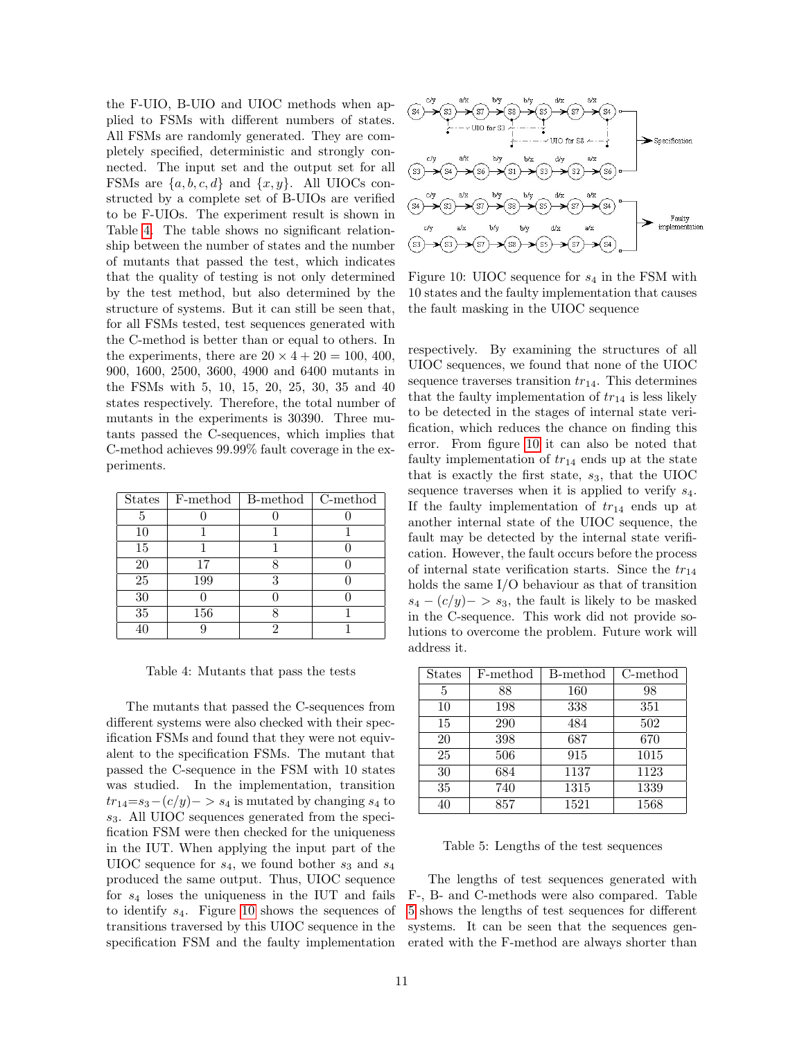the F-UIO, B-UIO and UIOC methods when applied to FSMs with different numbers of states. All FSMs are randomly generated. They are completely specified, deterministic and strongly connected. The input set and the output set for all FSMs are $\{a, b, c, d\}$ and $\{x, y\}$. All UIOCs constructed by a complete set of B-UIOs are verified to be F-UIOs. The experiment result is shown in Table 4. The table shows no significant relationship between the number of states and the number of mutants that passed the test, which indicates that the quality of testing is not only determined by the test method, but also determined by the structure of systems. But it can still be seen that, for all FSMs tested, test sequences generated with the C-method is better than or equal to others. In the experiments, there are $20 \times 4 + 20 = 100$, 400, 900, 1600, 2500, 3600, 4900 and 6400 mutants in the FSMs with 5, 10, 15, 20, 25, 30, 35 and 40 states respectively. Therefore, the total number of mutants in the experiments is 30390. Three mutants passed the C-sequences, which implies that C-method achieves 99.99% fault coverage in the experiments.

| States | F-method | B-method | C-method |
|---|---|---|---|
| 5 | 0 | 0 | 0 |
| 10 | 1 | 1 | 1 |
| 15 | 1 | 1 | 0 |
| 20 | 17 | 8 | 0 |
| 25 | 199 | 3 | 0 |
| 30 | 0 | 0 | 0 |
| 35 | 156 | 8 | 1 |
| 40 | 9 | 2 | 1 |

Table 4: Mutants that pass the tests

The mutants that passed the C-sequences from different systems were also checked with their specification FSMs and found that they were not equivalent to the specification FSMs. The mutant that passed the C-sequence in the FSM with 10 states was studied. In the implementation, transition $tr_{14}=s_3-(c/y)->s_4$ is mutated by changing $s_4$ to $s_3$. All UIOC sequences generated from the specification FSM were then checked for the uniqueness in the IUT. When applying the input part of the UIOC sequence for $s_4$, we found bother $s_3$ and $s_4$ produced the same output. Thus, UIOC sequence for $s_4$ loses the uniqueness in the IUT and fails to identify $s_4$. Figure 10 shows the sequences of transitions traversed by this UIOC sequence in the specification FSM and the faulty implementation respectively. By examining the structures of all UIOC sequences, we found that none of the UIOC sequence traverses transition $tr_{14}$. This determines that the faulty implementation of $tr_{14}$ is less likely to be detected in the stages of internal state verification, which reduces the chance on finding this error. From figure 10 it can also be noted that faulty implementation of $tr_{14}$ ends up at the state that is exactly the first state, $s_3$, that the UIOC sequence traverses when it is applied to verify $s_4$. If the faulty implementation of $tr_{14}$ ends up at another internal state of the UIOC sequence, the fault may be detected by the internal state verification. However, the fault occurs before the process of internal state verification starts. Since the $tr_{14}$ holds the same I/O behaviour as that of transition $s_4-(c/y)->s_3$, the fault is likely to be masked in the C-sequence. This work did not provide solutions to overcome the problem. Future work will address it.

Figure 10: UIOC sequence for $s_4$ in the FSM with 10 states and the faulty implementation that causes the fault masking in the UIOC sequence

| States | F-method | B-method | C-method |
|---|---|---|---|
| 5 | 88 | 160 | 98 |
| 10 | 198 | 338 | 351 |
| 15 | 290 | 484 | 502 |
| 20 | 398 | 687 | 670 |
| 25 | 506 | 915 | 1015 |
| 30 | 684 | 1137 | 1123 |
| 35 | 740 | 1315 | 1339 |
| 40 | 857 | 1521 | 1568 |

Table 5: Lengths of the test sequences

The lengths of test sequences generated with F-, B- and C-methods were also compared. Table 5 shows the lengths of test sequences for different systems. It can be seen that the sequences generated with the F-method are always shorter than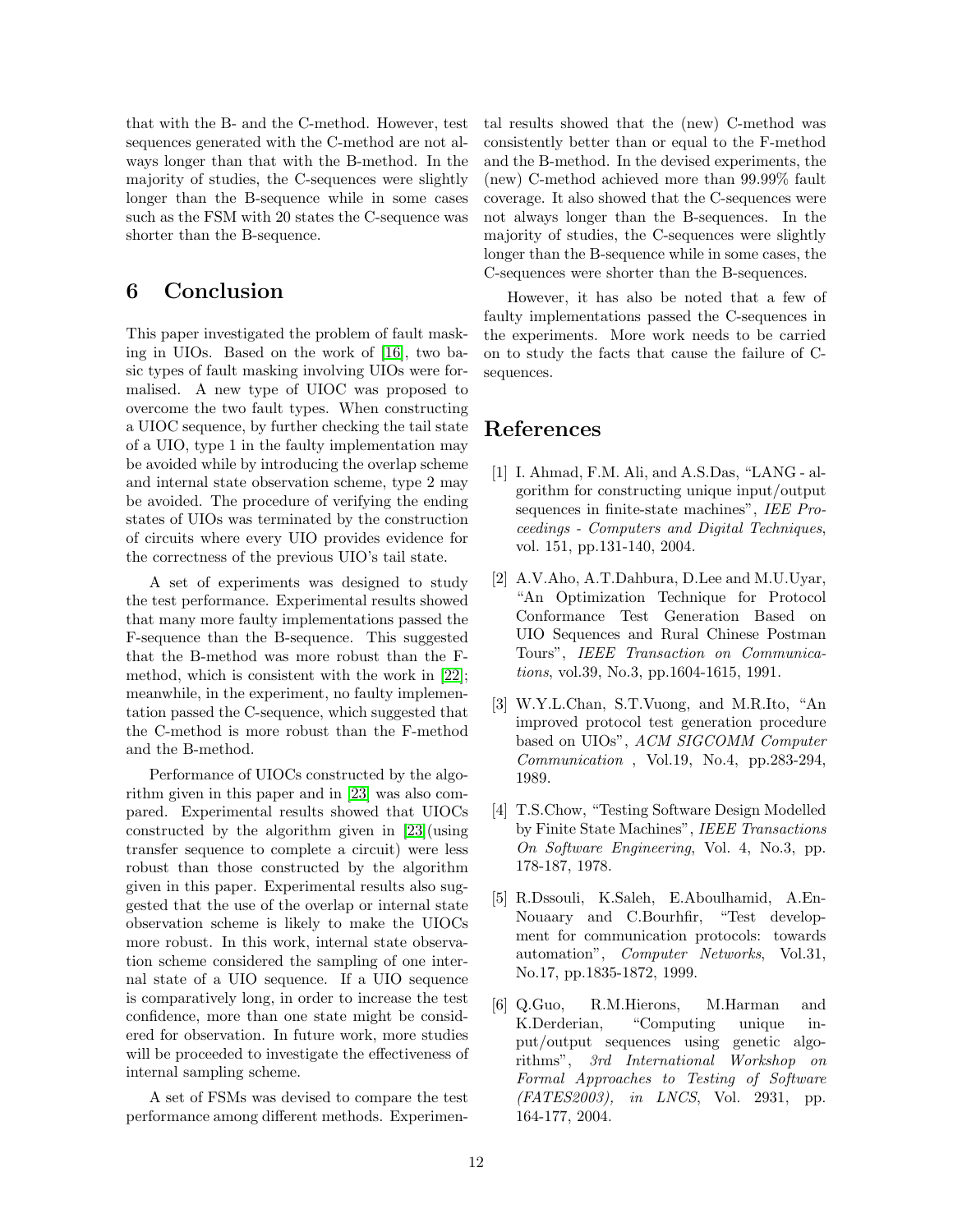that with the B- and the C-method. However, test sequences generated with the C-method are not always longer than that with the B-method. In the majority of studies, the C-sequences were slightly longer than the B-sequence while in some cases such as the FSM with 20 states the C-sequence was shorter than the B-sequence.

## 6 Conclusion

This paper investigated the problem of fault masking in UIOs. Based on the work of [16], two basic types of fault masking involving UIOs were formalised. A new type of UIOC was proposed to overcome the two fault types. When constructing a UIOC sequence, by further checking the tail state of a UIO, type 1 in the faulty implementation may be avoided while by introducing the overlap scheme and internal state observation scheme, type 2 may be avoided. The procedure of verifying the ending states of UIOs was terminated by the construction of circuits where every UIO provides evidence for the correctness of the previous UIO's tail state.

A set of experiments was designed to study the test performance. Experimental results showed that many more faulty implementations passed the F-sequence than the B-sequence. This suggested that the B-method was more robust than the F-method, which is consistent with the work in [22]; meanwhile, in the experiment, no faulty implementation passed the C-sequence, which suggested that the C-method is more robust than the F-method and the B-method.

Performance of UIOCs constructed by the algorithm given in this paper and in [23] was also compared. Experimental results showed that UIOCs constructed by the algorithm given in [23](using transfer sequence to complete a circuit) were less robust than those constructed by the algorithm given in this paper. Experimental results also suggested that the use of the overlap or internal state observation scheme is likely to make the UIOCs more robust. In this work, internal state observation scheme considered the sampling of one internal state of a UIO sequence. If a UIO sequence is comparatively long, in order to increase the test confidence, more than one state might be considered for observation. In future work, more studies will be proceeded to investigate the effectiveness of internal sampling scheme.

A set of FSMs was devised to compare the test performance among different methods. Experimental results showed that the (new) C-method was consistently better than or equal to the F-method and the B-method. In the devised experiments, the (new) C-method achieved more than 99.99% fault coverage. It also showed that the C-sequences were not always longer than the B-sequences. In the majority of studies, the C-sequences were slightly longer than the B-sequence while in some cases, the C-sequences were shorter than the B-sequences.

However, it has also be noted that a few of faulty implementations passed the C-sequences in the experiments. More work needs to be carried on to study the facts that cause the failure of C-sequences.

## References

[1] I. Ahmad, F.M. Ali, and A.S.Das, "LANG - algorithm for constructing unique input/output sequences in finite-state machines", *IEE Proceedings - Computers and Digital Techniques*, vol. 151, pp.131-140, 2004.

[2] A.V.Aho, A.T.Dahbura, D.Lee and M.U.Uyar, "An Optimization Technique for Protocol Conformance Test Generation Based on UIO Sequences and Rural Chinese Postman Tours", *IEEE Transaction on Communications*, vol.39, No.3, pp.1604-1615, 1991.

[3] W.Y.L.Chan, S.T.Vuong, and M.R.Ito, "An improved protocol test generation procedure based on UIOs", *ACM SIGCOMM Computer Communication* , Vol.19, No.4, pp.283-294, 1989.

[4] T.S.Chow, "Testing Software Design Modelled by Finite State Machines", *IEEE Transactions On Software Engineering*, Vol. 4, No.3, pp. 178-187, 1978.

[5] R.Dssouli, K.Saleh, E.Aboulhamid, A.En-Nouaary and C.Bourhfir, "Test development for communication protocols: towards automation", *Computer Networks*, Vol.31, No.17, pp.1835-1872, 1999.

[6] Q.Guo, R.M.Hierons, M.Harman and K.Derderian, "Computing unique input/output sequences using genetic algorithms", *3rd International Workshop on Formal Approaches to Testing of Software (FATES2003), in LNCS*, Vol. 2931, pp. 164-177, 2004.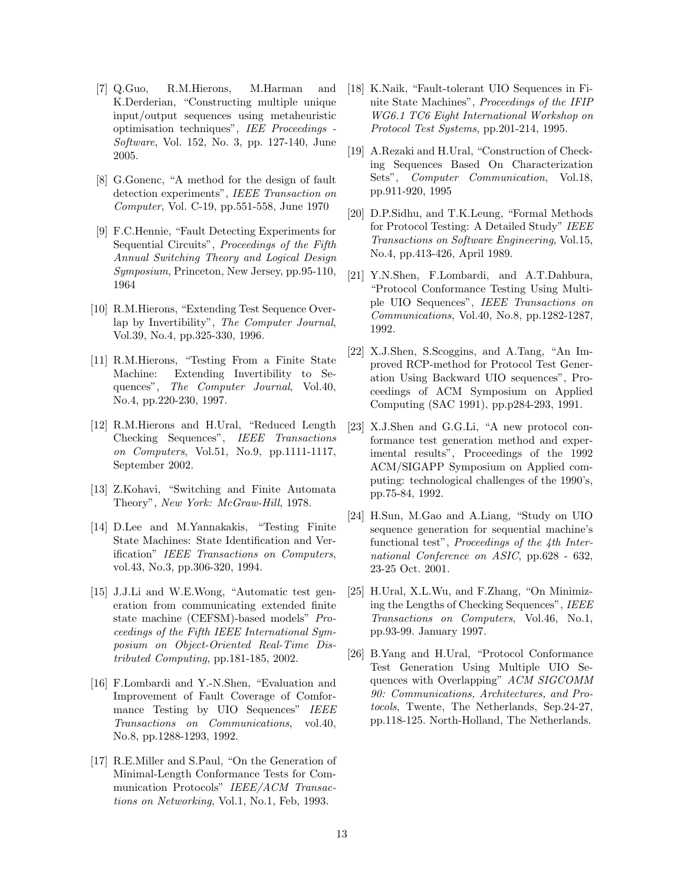[7] Q.Guo, R.M.Hierons, M.Harman and K.Derderian, "Constructing multiple unique input/output sequences using metaheuristic optimisation techniques", *IEE Proceedings - Software*, Vol. 152, No. 3, pp. 127-140, June 2005.

[8] G.Gonenc, "A method for the design of fault detection experiments", *IEEE Transaction on Computer*, Vol. C-19, pp.551-558, June 1970

[9] F.C.Hennie, "Fault Detecting Experiments for Sequential Circuits", *Proceedings of the Fifth Annual Switching Theory and Logical Design Symposium*, Princeton, New Jersey, pp.95-110, 1964

[10] R.M.Hierons, "Extending Test Sequence Overlap by Invertibility", *The Computer Journal*, Vol.39, No.4, pp.325-330, 1996.

[11] R.M.Hierons, "Testing From a Finite State Machine: Extending Invertibility to Sequences", *The Computer Journal*, Vol.40, No.4, pp.220-230, 1997.

[12] R.M.Hierons and H.Ural, "Reduced Length Checking Sequences", *IEEE Transactions on Computers*, Vol.51, No.9, pp.1111-1117, September 2002.

[13] Z.Kohavi, "Switching and Finite Automata Theory", *New York: McGraw-Hill*, 1978.

[14] D.Lee and M.Yannakakis, "Testing Finite State Machines: State Identification and Verification" *IEEE Transactions on Computers*, vol.43, No.3, pp.306-320, 1994.

[15] J.J.Li and W.E.Wong, "Automatic test generation from communicating extended finite state machine (CEFSM)-based models" *Proceedings of the Fifth IEEE International Symposium on Object-Oriented Real-Time Distributed Computing*, pp.181-185, 2002.

[16] F.Lombardi and Y.-N.Shen, "Evaluation and Improvement of Fault Coverage of Comformance Testing by UIO Sequences" *IEEE Transactions on Communications*, vol.40, No.8, pp.1288-1293, 1992.

[17] R.E.Miller and S.Paul, "On the Generation of Minimal-Length Conformance Tests for Communication Protocols" *IEEE/ACM Transactions on Networking*, Vol.1, No.1, Feb, 1993.

[18] K.Naik, "Fault-tolerant UIO Sequences in Finite State Machines", *Proceedings of the IFIP WG6.1 TC6 Eight International Workshop on Protocol Test Systems*, pp.201-214, 1995.

[19] A.Rezaki and H.Ural, "Construction of Checking Sequences Based On Characterization Sets", *Computer Communication*, Vol.18, pp.911-920, 1995

[20] D.P.Sidhu, and T.K.Leung, "Formal Methods for Protocol Testing: A Detailed Study" *IEEE Transactions on Software Engineering*, Vol.15, No.4, pp.413-426, April 1989.

[21] Y.N.Shen, F.Lombardi, and A.T.Dahbura, "Protocol Conformance Testing Using Multiple UIO Sequences", *IEEE Transactions on Communications*, Vol.40, No.8, pp.1282-1287, 1992.

[22] X.J.Shen, S.Scoggins, and A.Tang, "An Improved RCP-method for Protocol Test Generation Using Backward UIO sequences", Proceedings of ACM Symposium on Applied Computing (SAC 1991), pp.p284-293, 1991.

[23] X.J.Shen and G.G.Li, "A new protocol conformance test generation method and experimental results", Proceedings of the 1992 ACM/SIGAPP Symposium on Applied computing: technological challenges of the 1990's, pp.75-84, 1992.

[24] H.Sun, M.Gao and A.Liang, "Study on UIO sequence generation for sequential machine's functional test", *Proceedings of the 4th International Conference on ASIC*, pp.628 - 632, 23-25 Oct. 2001.

[25] H.Ural, X.L.Wu, and F.Zhang, "On Minimizing the Lengths of Checking Sequences", *IEEE Transactions on Computers*, Vol.46, No.1, pp.93-99. January 1997.

[26] B.Yang and H.Ural, "Protocol Conformance Test Generation Using Multiple UIO Sequences with Overlapping" *ACM SIGCOMM 90: Communications, Architectures, and Protocols*, Twente, The Netherlands, Sep.24-27, pp.118-125. North-Holland, The Netherlands.